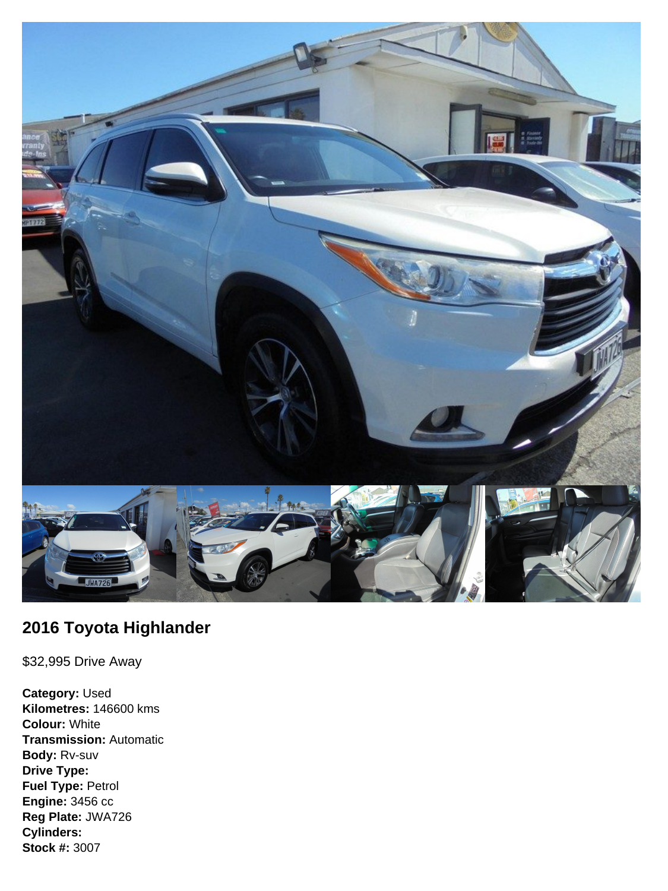## 2016 Toyota Highlander

$32,995 Drive Away

**Category:** Used
**Kilometres:** 146600 kms
**Colour:** White
**Transmission:** Automatic
**Body:** Rv-suv
**Drive Type:**
**Fuel Type:** Petrol
**Engine:** 3456 cc
**Reg Plate:** JWA726
**Cylinders:**
**Stock #:** 3007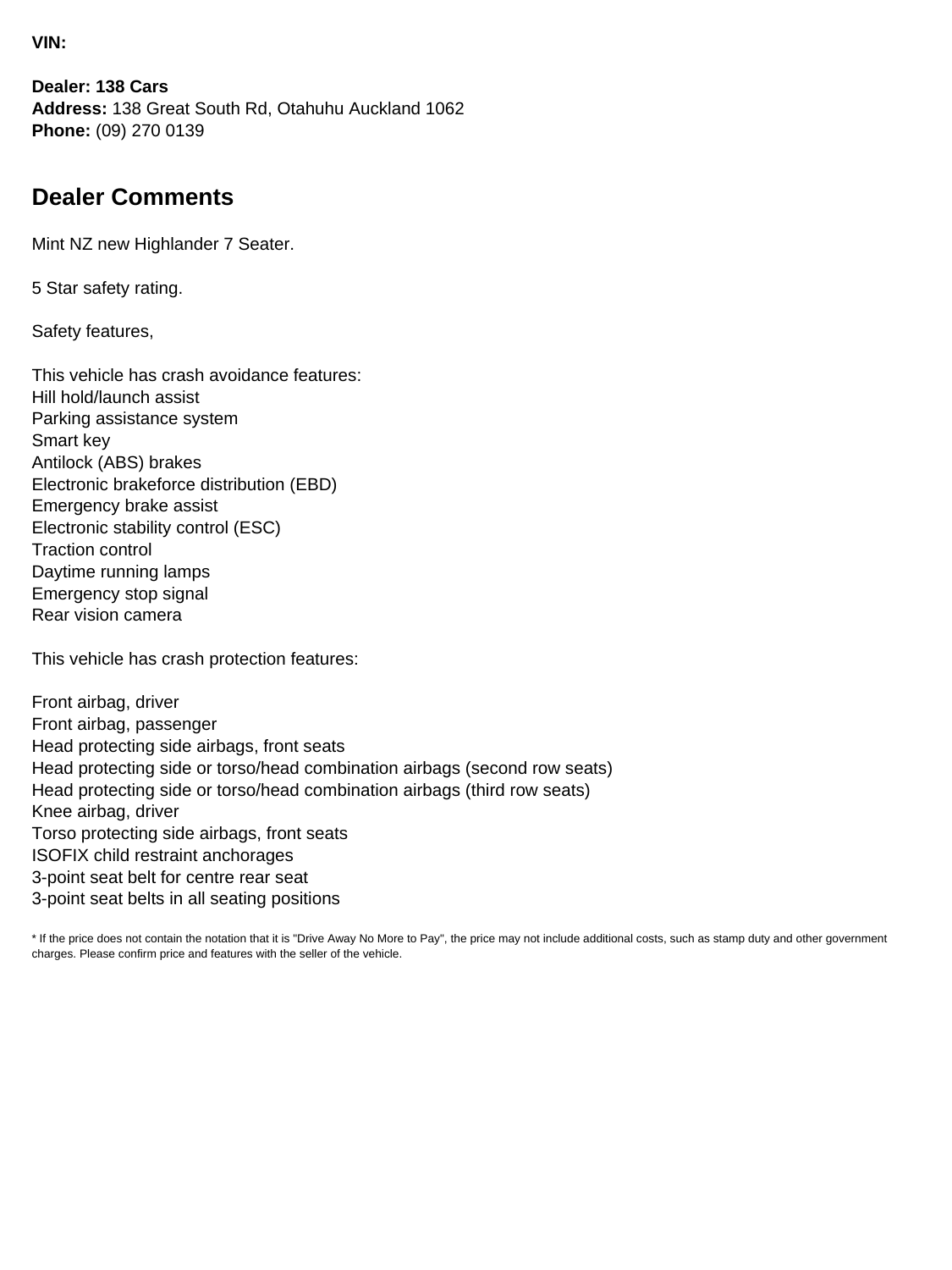**VIN:**

**Dealer: 138 Cars**
**Address:** 138 Great South Rd, Otahuhu Auckland 1062
**Phone:** (09) 270 0139

## Dealer Comments

Mint NZ new Highlander 7 Seater.

5 Star safety rating.

Safety features,

This vehicle has crash avoidance features:
Hill hold/launch assist
Parking assistance system
Smart key
Antilock (ABS) brakes
Electronic brakeforce distribution (EBD)
Emergency brake assist
Electronic stability control (ESC)
Traction control
Daytime running lamps
Emergency stop signal
Rear vision camera

This vehicle has crash protection features:

Front airbag, driver
Front airbag, passenger
Head protecting side airbags, front seats
Head protecting side or torso/head combination airbags (second row seats)
Head protecting side or torso/head combination airbags (third row seats)
Knee airbag, driver
Torso protecting side airbags, front seats
ISOFIX child restraint anchorages
3-point seat belt for centre rear seat
3-point seat belts in all seating positions

* If the price does not contain the notation that it is "Drive Away No More to Pay", the price may not include additional costs, such as stamp duty and other government charges. Please confirm price and features with the seller of the vehicle.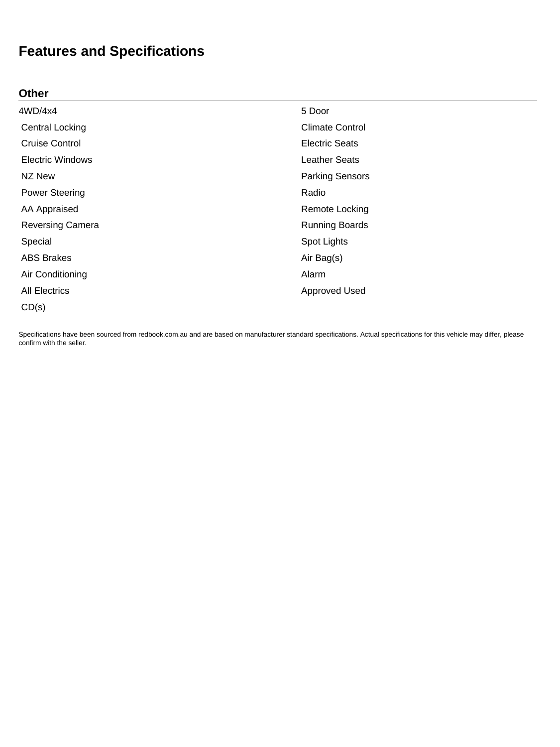# Features and Specifications

## Other

- 4WD/4x4
- 5 Door
- Central Locking
- Climate Control
- Cruise Control
- Electric Seats
- Electric Windows
- Leather Seats
- NZ New
- Parking Sensors
- Power Steering
- Radio
- AA Appraised
- Remote Locking
- Reversing Camera
- Running Boards
- Special
- Spot Lights
- ABS Brakes
- Air Bag(s)
- Air Conditioning
- Alarm
- All Electrics
- Approved Used
- CD(s)

Specifications have been sourced from redbook.com.au and are based on manufacturer standard specifications. Actual specifications for this vehicle may differ, please confirm with the seller.